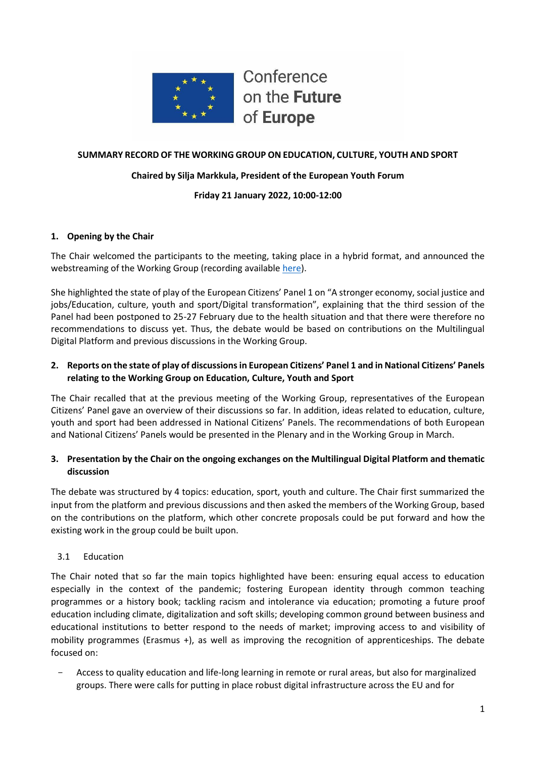Conference on the **Future** of **Europe**

**SUMMARY RECORD OF THE WORKING GROUP ON EDUCATION, CULTURE, YOUTH AND SPORT**

**Chaired by Silja Markkula, President of the European Youth Forum**

**Friday 21 January 2022, 10:00-12:00**

## 1. Opening by the Chair

The Chair welcomed the participants to the meeting, taking place in a hybrid format, and announced the webstreaming of the Working Group (recording available here).

She highlighted the state of play of the European Citizens' Panel 1 on "A stronger economy, social justice and jobs/Education, culture, youth and sport/Digital transformation", explaining that the third session of the Panel had been postponed to 25-27 February due to the health situation and that there were therefore no recommendations to discuss yet. Thus, the debate would be based on contributions on the Multilingual Digital Platform and previous discussions in the Working Group.

## 2. Reports on the state of play of discussions in European Citizens' Panel 1 and in National Citizens' Panels relating to the Working Group on Education, Culture, Youth and Sport

The Chair recalled that at the previous meeting of the Working Group, representatives of the European Citizens' Panel gave an overview of their discussions so far. In addition, ideas related to education, culture, youth and sport had been addressed in National Citizens' Panels. The recommendations of both European and National Citizens' Panels would be presented in the Plenary and in the Working Group in March.

## 3. Presentation by the Chair on the ongoing exchanges on the Multilingual Digital Platform and thematic discussion

The debate was structured by 4 topics: education, sport, youth and culture. The Chair first summarized the input from the platform and previous discussions and then asked the members of the Working Group, based on the contributions on the platform, which other concrete proposals could be put forward and how the existing work in the group could be built upon.

### 3.1 Education

The Chair noted that so far the main topics highlighted have been: ensuring equal access to education especially in the context of the pandemic; fostering European identity through common teaching programmes or a history book; tackling racism and intolerance via education; promoting a future proof education including climate, digitalization and soft skills; developing common ground between business and educational institutions to better respond to the needs of market; improving access to and visibility of mobility programmes (Erasmus +), as well as improving the recognition of apprenticeships. The debate focused on:

- Access to quality education and life-long learning in remote or rural areas, but also for marginalized groups. There were calls for putting in place robust digital infrastructure across the EU and for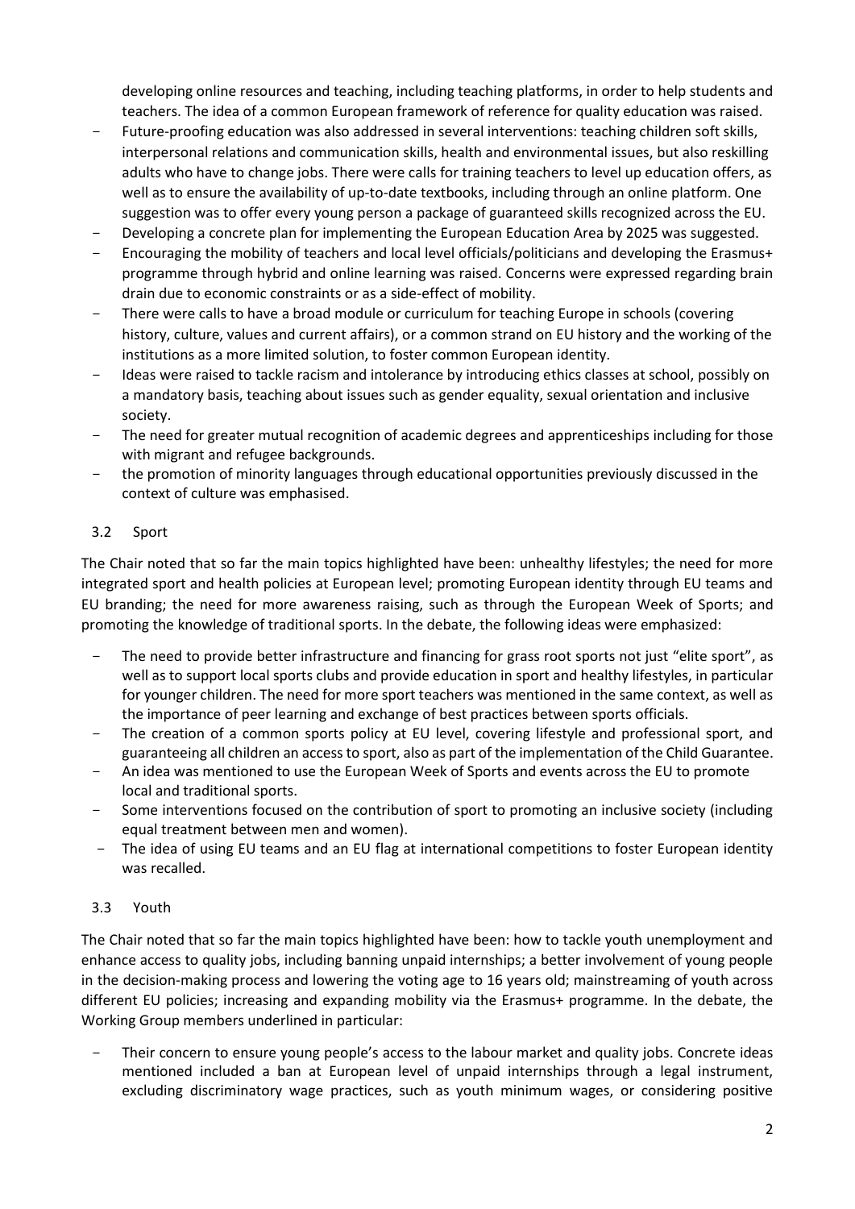developing online resources and teaching, including teaching platforms, in order to help students and teachers. The idea of a common European framework of reference for quality education was raised.

- Future-proofing education was also addressed in several interventions: teaching children soft skills, interpersonal relations and communication skills, health and environmental issues, but also reskilling adults who have to change jobs. There were calls for training teachers to level up education offers, as well as to ensure the availability of up-to-date textbooks, including through an online platform. One suggestion was to offer every young person a package of guaranteed skills recognized across the EU.
- Developing a concrete plan for implementing the European Education Area by 2025 was suggested.
- Encouraging the mobility of teachers and local level officials/politicians and developing the Erasmus+ programme through hybrid and online learning was raised. Concerns were expressed regarding brain drain due to economic constraints or as a side-effect of mobility.
- There were calls to have a broad module or curriculum for teaching Europe in schools (covering history, culture, values and current affairs), or a common strand on EU history and the working of the institutions as a more limited solution, to foster common European identity.
- Ideas were raised to tackle racism and intolerance by introducing ethics classes at school, possibly on a mandatory basis, teaching about issues such as gender equality, sexual orientation and inclusive society.
- The need for greater mutual recognition of academic degrees and apprenticeships including for those with migrant and refugee backgrounds.
- the promotion of minority languages through educational opportunities previously discussed in the context of culture was emphasised.

## 3.2 Sport

The Chair noted that so far the main topics highlighted have been: unhealthy lifestyles; the need for more integrated sport and health policies at European level; promoting European identity through EU teams and EU branding; the need for more awareness raising, such as through the European Week of Sports; and promoting the knowledge of traditional sports. In the debate, the following ideas were emphasized:

- The need to provide better infrastructure and financing for grass root sports not just "elite sport", as well as to support local sports clubs and provide education in sport and healthy lifestyles, in particular for younger children. The need for more sport teachers was mentioned in the same context, as well as the importance of peer learning and exchange of best practices between sports officials.
- The creation of a common sports policy at EU level, covering lifestyle and professional sport, and guaranteeing all children an access to sport, also as part of the implementation of the Child Guarantee.
- An idea was mentioned to use the European Week of Sports and events across the EU to promote local and traditional sports.
- Some interventions focused on the contribution of sport to promoting an inclusive society (including equal treatment between men and women).
- The idea of using EU teams and an EU flag at international competitions to foster European identity was recalled.

## 3.3 Youth

The Chair noted that so far the main topics highlighted have been: how to tackle youth unemployment and enhance access to quality jobs, including banning unpaid internships; a better involvement of young people in the decision-making process and lowering the voting age to 16 years old; mainstreaming of youth across different EU policies; increasing and expanding mobility via the Erasmus+ programme. In the debate, the Working Group members underlined in particular:

- Their concern to ensure young people's access to the labour market and quality jobs. Concrete ideas mentioned included a ban at European level of unpaid internships through a legal instrument, excluding discriminatory wage practices, such as youth minimum wages, or considering positive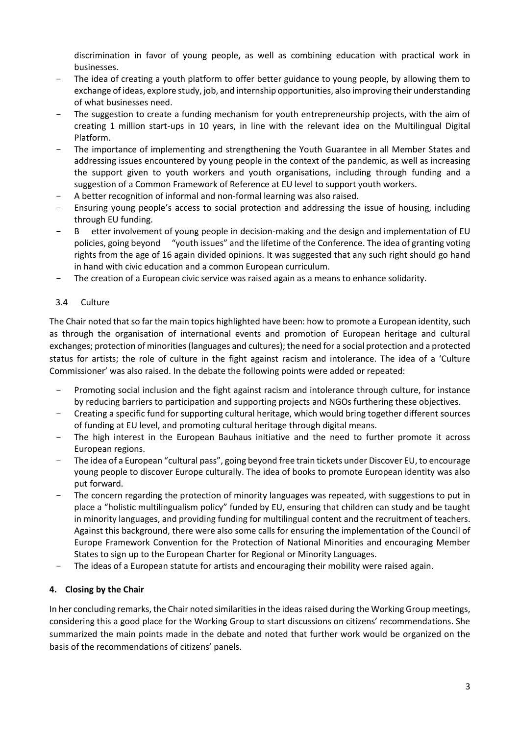discrimination in favor of young people, as well as combining education with practical work in businesses.

- The idea of creating a youth platform to offer better guidance to young people, by allowing them to exchange of ideas, explore study, job, and internship opportunities, also improving their understanding of what businesses need.
- The suggestion to create a funding mechanism for youth entrepreneurship projects, with the aim of creating 1 million start-ups in 10 years, in line with the relevant idea on the Multilingual Digital Platform.
- The importance of implementing and strengthening the Youth Guarantee in all Member States and addressing issues encountered by young people in the context of the pandemic, as well as increasing the support given to youth workers and youth organisations, including through funding and a suggestion of a Common Framework of Reference at EU level to support youth workers.
- A better recognition of informal and non-formal learning was also raised.
- Ensuring young people's access to social protection and addressing the issue of housing, including through EU funding.
- B etter involvement of young people in decision-making and the design and implementation of EU policies, going beyond "youth issues" and the lifetime of the Conference. The idea of granting voting rights from the age of 16 again divided opinions. It was suggested that any such right should go hand in hand with civic education and a common European curriculum.
- The creation of a European civic service was raised again as a means to enhance solidarity.

### 3.4 Culture

The Chair noted that so far the main topics highlighted have been: how to promote a European identity, such as through the organisation of international events and promotion of European heritage and cultural exchanges; protection of minorities (languages and cultures); the need for a social protection and a protected status for artists; the role of culture in the fight against racism and intolerance. The idea of a 'Culture Commissioner' was also raised. In the debate the following points were added or repeated:

- Promoting social inclusion and the fight against racism and intolerance through culture, for instance by reducing barriers to participation and supporting projects and NGOs furthering these objectives.
- Creating a specific fund for supporting cultural heritage, which would bring together different sources of funding at EU level, and promoting cultural heritage through digital means.
- The high interest in the European Bauhaus initiative and the need to further promote it across European regions.
- The idea of a European "cultural pass", going beyond free train tickets under Discover EU, to encourage young people to discover Europe culturally. The idea of books to promote European identity was also put forward.
- The concern regarding the protection of minority languages was repeated, with suggestions to put in place a "holistic multilingualism policy" funded by EU, ensuring that children can study and be taught in minority languages, and providing funding for multilingual content and the recruitment of teachers. Against this background, there were also some calls for ensuring the implementation of the Council of Europe Framework Convention for the Protection of National Minorities and encouraging Member States to sign up to the European Charter for Regional or Minority Languages.
- The ideas of a European statute for artists and encouraging their mobility were raised again.

## 4. Closing by the Chair

In her concluding remarks, the Chair noted similarities in the ideas raised during the Working Group meetings, considering this a good place for the Working Group to start discussions on citizens' recommendations. She summarized the main points made in the debate and noted that further work would be organized on the basis of the recommendations of citizens' panels.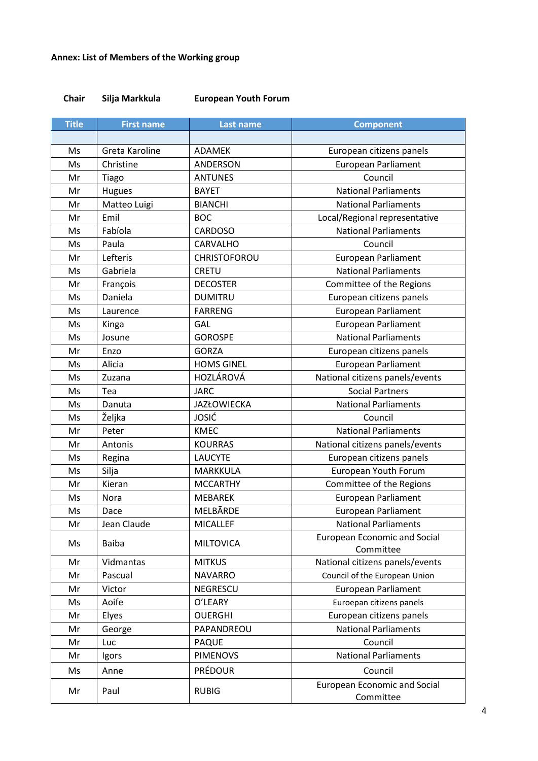**Annex: List of Members of the Working group**

**Chair** **Silja Markkula** **European Youth Forum**

| Title | First name | Last name | Component |
|---|---|---|---|
| | | | |
| Ms | Greta Karoline | ADAMEK | European citizens panels |
| Ms | Christine | ANDERSON | European Parliament |
| Mr | Tiago | ANTUNES | Council |
| Mr | Hugues | BAYET | National Parliaments |
| Mr | Matteo Luigi | BIANCHI | National Parliaments |
| Mr | Emil | BOC | Local/Regional representative |
| Ms | Fabíola | CARDOSO | National Parliaments |
| Ms | Paula | CARVALHO | Council |
| Mr | Lefteris | CHRISTOFOROU | European Parliament |
| Ms | Gabriela | CRETU | National Parliaments |
| Mr | François | DECOSTER | Committee of the Regions |
| Ms | Daniela | DUMITRU | European citizens panels |
| Ms | Laurence | FARRENG | European Parliament |
| Ms | Kinga | GAL | European Parliament |
| Ms | Josune | GOROSPE | National Parliaments |
| Mr | Enzo | GORZA | European citizens panels |
| Ms | Alicia | HOMS GINEL | European Parliament |
| Ms | Zuzana | HOZLÁROVÁ | National citizens panels/events |
| Ms | Tea | JARC | Social Partners |
| Ms | Danuta | JAZŁOWIECKA | National Parliaments |
| Ms | Željka | JOSIĆ | Council |
| Mr | Peter | KMEC | National Parliaments |
| Mr | Antonis | KOURRAS | National citizens panels/events |
| Ms | Regina | LAUCYTE | European citizens panels |
| Ms | Silja | MARKKULA | European Youth Forum |
| Mr | Kieran | MCCARTHY | Committee of the Regions |
| Ms | Nora | MEBAREK | European Parliament |
| Ms | Dace | MELBĀRDE | European Parliament |
| Mr | Jean Claude | MICALLEF | National Parliaments |
| Ms | Baiba | MILTOVICA | European Economic and Social Committee |
| Mr | Vidmantas | MITKUS | National citizens panels/events |
| Mr | Pascual | NAVARRO | Council of the European Union |
| Mr | Victor | NEGRESCU | European Parliament |
| Ms | Aoife | O'LEARY | Euroepan citizens panels |
| Mr | Elyes | OUERGHI | European citizens panels |
| Mr | George | PAPANDREOU | National Parliaments |
| Mr | Luc | PAQUE | Council |
| Mr | Igors | PIMENOVS | National Parliaments |
| Ms | Anne | PRÉDOUR | Council |
| Mr | Paul | RUBIG | European Economic and Social Committee |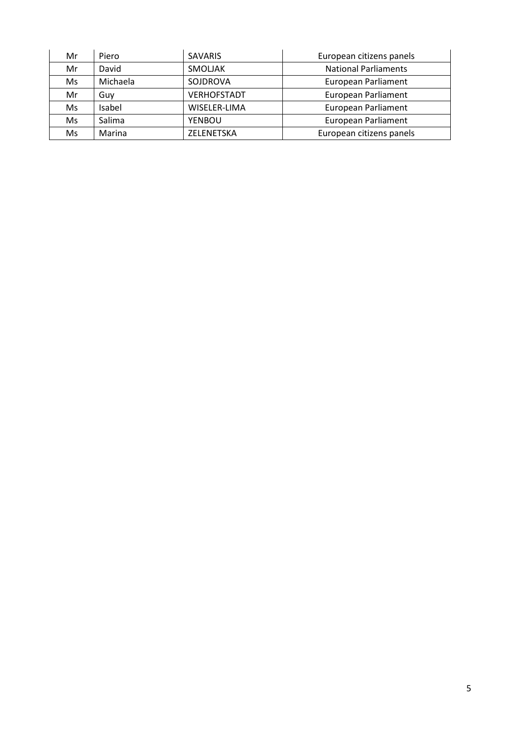| | | | |
|---|---|---|---|
| Mr | Piero | SAVARIS | European citizens panels |
| Mr | David | SMOLJAK | National Parliaments |
| Ms | Michaela | SOJDROVA | European Parliament |
| Mr | Guy | VERHOFSTADT | European Parliament |
| Ms | Isabel | WISELER-LIMA | European Parliament |
| Ms | Salima | YENBOU | European Parliament |
| Ms | Marina | ZELENETSKA | European citizens panels |